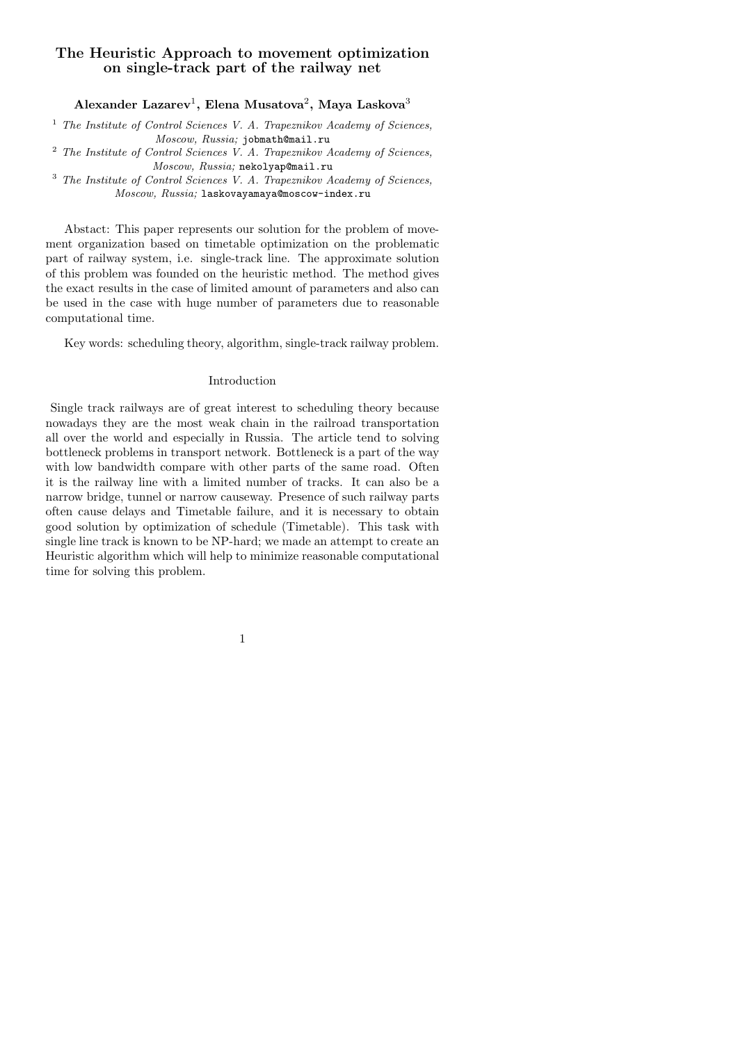# The Heuristic Approach to movement optimization on single-track part of the railway net

**Alexander Lazarev[1], Elena Musatova[2], Maya Laskova[3]**

[1] *The Institute of Control Sciences V. A. Trapeznikov Academy of Sciences, Moscow, Russia;* jobmath@mail.ru

[2] *The Institute of Control Sciences V. A. Trapeznikov Academy of Sciences, Moscow, Russia;* nekolyap@mail.ru

[3] *The Institute of Control Sciences V. A. Trapeznikov Academy of Sciences, Moscow, Russia;* laskovayamaya@moscow-index.ru

Abstact: This paper represents our solution for the problem of movement organization based on timetable optimization on the problematic part of railway system, i.e. single-track line. The approximate solution of this problem was founded on the heuristic method. The method gives the exact results in the case of limited amount of parameters and also can be used in the case with huge number of parameters due to reasonable computational time.

Key words: scheduling theory, algorithm, single-track railway problem.

## Introduction

Single track railways are of great interest to scheduling theory because nowadays they are the most weak chain in the railroad transportation all over the world and especially in Russia. The article tend to solving bottleneck problems in transport network. Bottleneck is a part of the way with low bandwidth compare with other parts of the same road. Often it is the railway line with a limited number of tracks. It can also be a narrow bridge, tunnel or narrow causeway. Presence of such railway parts often cause delays and Timetable failure, and it is necessary to obtain good solution by optimization of schedule (Timetable). This task with single line track is known to be NP-hard; we made an attempt to create an Heuristic algorithm which will help to minimize reasonable computational time for solving this problem.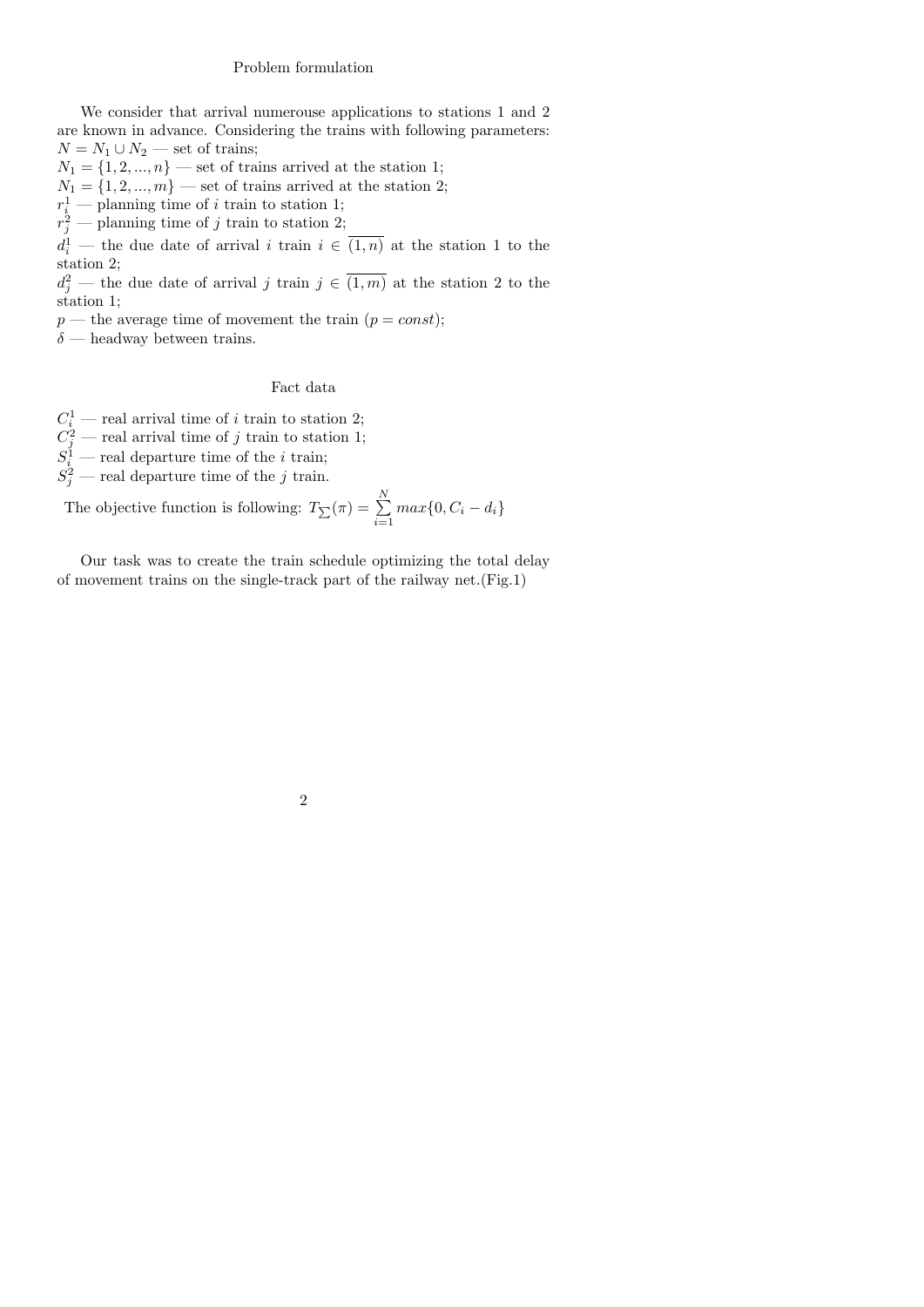## Problem formulation

We consider that arrival numerouse applications to stations 1 and 2 are known in advance. Considering the trains with following parameters:
$N = N_1 \cup N_2$ — set of trains;
$N_1 = \{1, 2, ..., n\}$ — set of trains arrived at the station 1;
$N_1 = \{1, 2, ..., m\}$ — set of trains arrived at the station 2;
$r_i^1$ — planning time of $i$ train to station 1;
$r_j^2$ — planning time of $j$ train to station 2;
$d_i^1$ — the due date of arrival $i$ train $i \in \overline{(1,n)}$ at the station 1 to the station 2;
$d_j^2$ — the due date of arrival $j$ train $j \in \overline{(1,m)}$ at the station 2 to the station 1;
$p$ — the average time of movement the train ($p = const$);
$\delta$ — headway between trains.

## Fact data

$C_i^1$ — real arrival time of $i$ train to station 2;
$C_j^2$ — real arrival time of $j$ train to station 1;
$S_i^1$ — real departure time of the $i$ train;
$S_j^2$ — real departure time of the $j$ train.

The objective function is following: $T_{\sum}(\pi) = \sum\limits_{i=1}^{N} max\{0, C_i - d_i\}$

Our task was to create the train schedule optimizing the total delay of movement trains on the single-track part of the railway net.(Fig.1)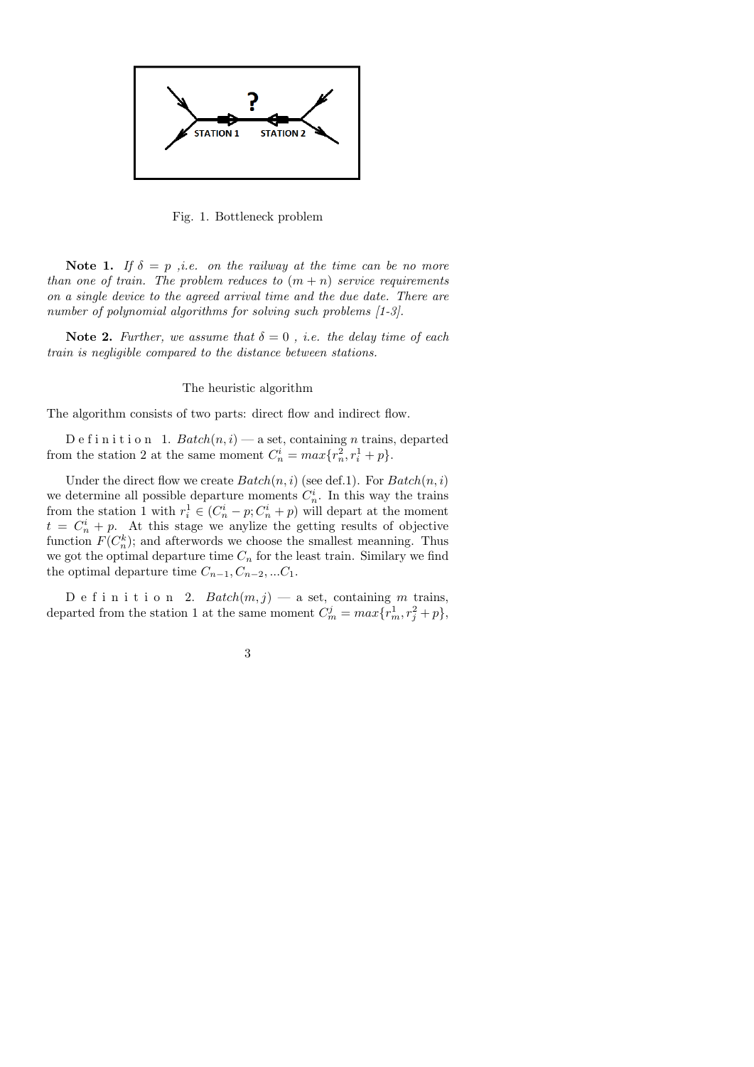Fig. 1. Bottleneck problem

**Note 1.** *If $\delta = p$ ,i.e. on the railway at the time can be no more than one of train. The problem reduces to $(m + n)$ service requirements on a single device to the agreed arrival time and the due date. There are number of polynomial algorithms for solving such problems [1-3].*

**Note 2.** *Further, we assume that $\delta = 0$ , i.e. the delay time of each train is negligible compared to the distance between stations.*

## The heuristic algorithm

The algorithm consists of two parts: direct flow and indirect flow.

D e f i n i t i o n 1. *Batch(n, i)* — a set, containing $n$ trains, departed from the station 2 at the same moment $C_n^i = max\{r_n^2, r_i^1 + p\}$.

Under the direct flow we create *Batch(n, i)* (see def.1). For *Batch(n, i)* we determine all possible departure moments $C_n^i$. In this way the trains from the station 1 with $r_i^1 \in (C_n^i - p; C_n^i + p)$ will depart at the moment $t = C_n^i + p$. At this stage we anylize the getting results of objective function $F(C_n^k)$; and afterwords we choose the smallest meanning. Thus we got the optimal departure time $C_n$ for the least train. Similary we find the optimal departure time $C_{n-1}, C_{n-2}, ...C_1$.

D e f i n i t i o n 2. *Batch(m, j)* — a set, containing $m$ trains, departed from the station 1 at the same moment $C_m^j = max\{r_m^1, r_j^2 + p\}$,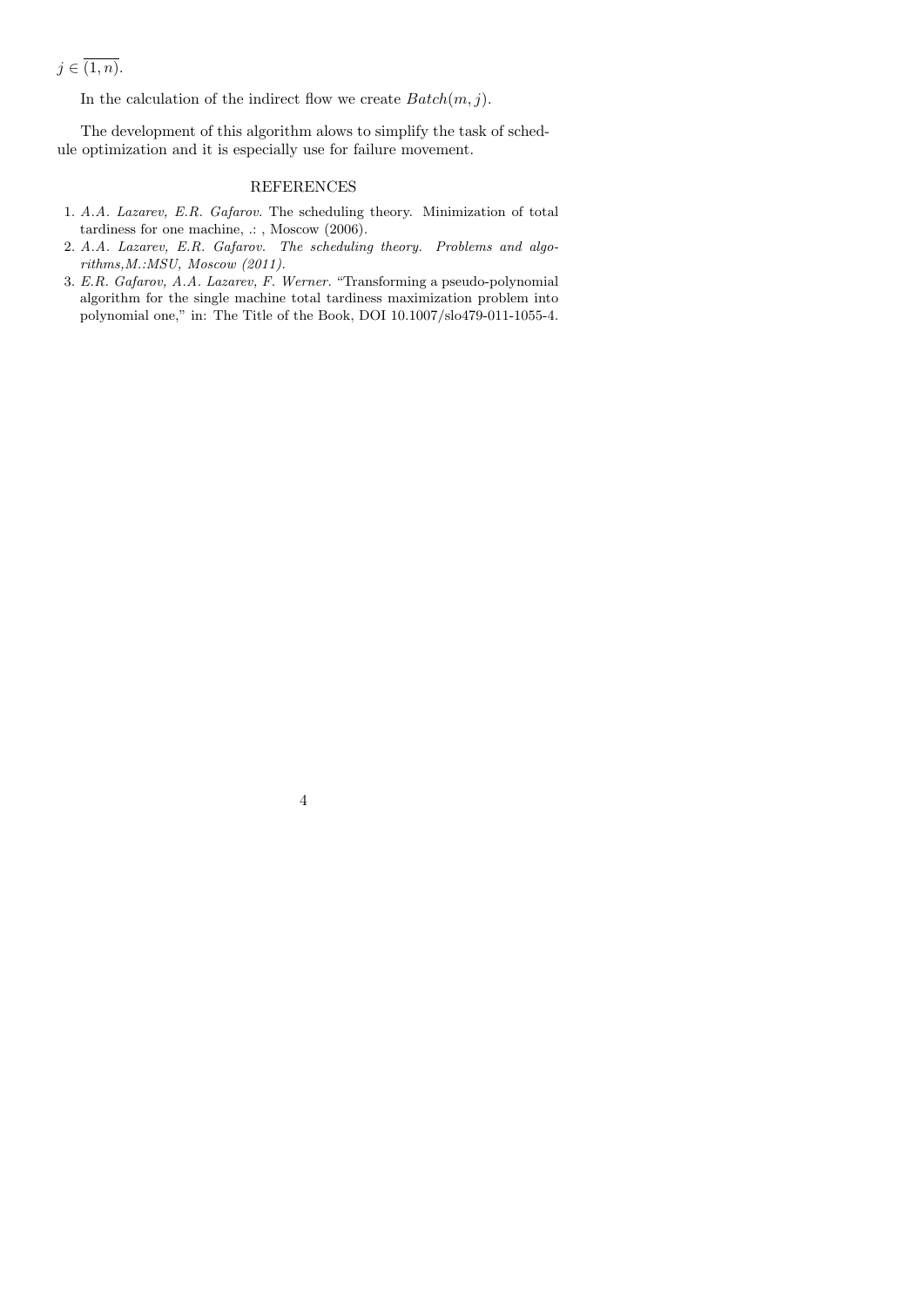$j \in \overline{(1, n)}$.

In the calculation of the indirect flow we create $Batch(m, j)$.

The development of this algorithm alows to simplify the task of schedule optimization and it is especially use for failure movement.

## REFERENCES

1. *A.A. Lazarev, E.R. Gafarov.* The scheduling theory. Minimization of total tardiness for one machine, .: , Moscow (2006).
2. *A.A. Lazarev, E.R. Gafarov. The scheduling theory. Problems and algorithms,M.:MSU, Moscow (2011).*
3. *E.R. Gafarov, A.A. Lazarev, F. Werner.* "Transforming a pseudo-polynomial algorithm for the single machine total tardiness maximization problem into polynomial one," in: The Title of the Book, DOI 10.1007/slo479-011-1055-4.